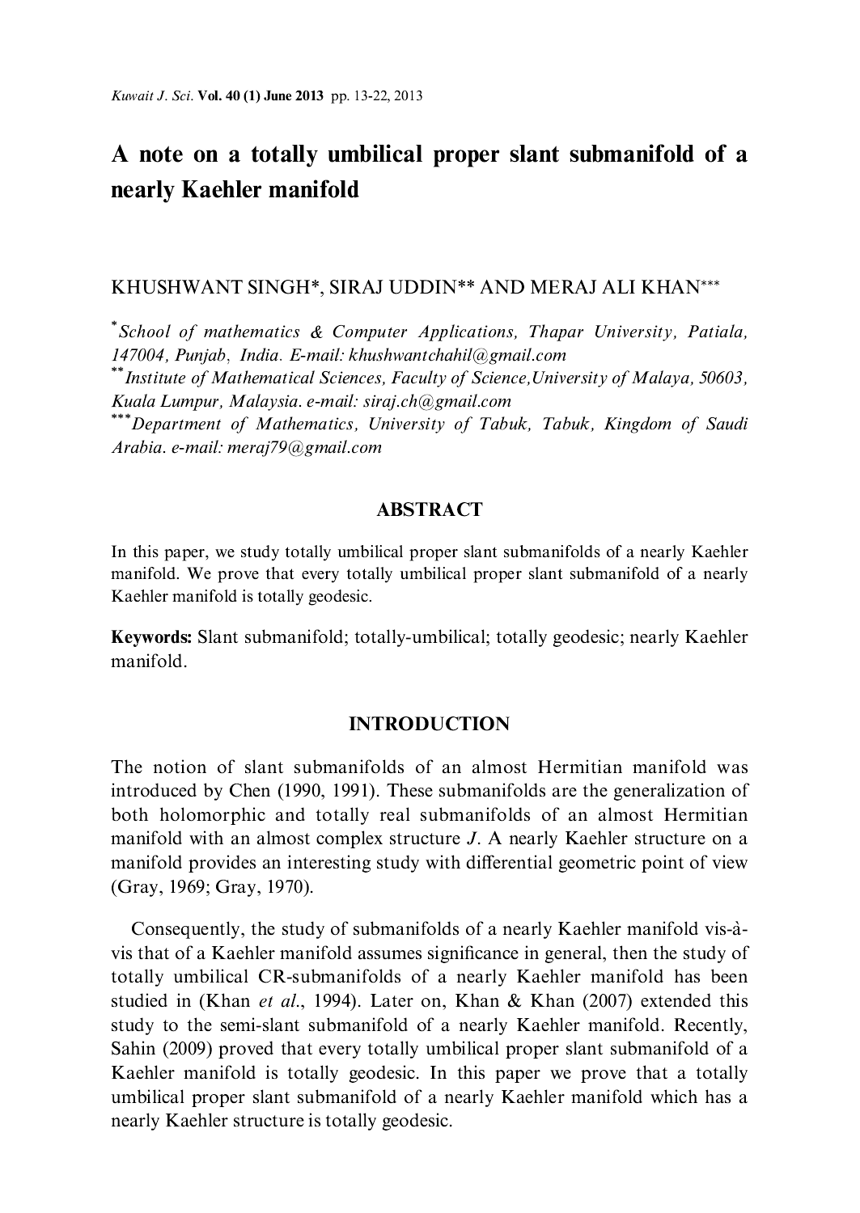# A note on a totally umbilical proper slant submanifold of a nearly Kaehler manifold

KHUSHWANT SINGH*, SIRAJ UDDIN** AND MERAJ ALI KHAN***

*\*School of mathematics & Computer Applications, Thapar University, Patiala, 147004, Punjab, India. E-mail: khushwantchahil@gmail.com*

*\*\*Institute of Mathematical Sciences, Faculty of Science, University of Malaya, 50603, Kuala Lumpur, Malaysia. e-mail: siraj.ch@gmail.com*

*\*\*\*Department of Mathematics, University of Tabuk, Tabuk, Kingdom of Saudi Arabia. e-mail: meraj79@gmail.com*

## ABSTRACT

In this paper, we study totally umbilical proper slant submanifolds of a nearly Kaehler manifold. We prove that every totally umbilical proper slant submanifold of a nearly Kaehler manifold is totally geodesic.

**Keywords:** Slant submanifold; totally-umbilical; totally geodesic; nearly Kaehler manifold.

## INTRODUCTION

The notion of slant submanifolds of an almost Hermitian manifold was introduced by Chen (1990, 1991). These submanifolds are the generalization of both holomorphic and totally real submanifolds of an almost Hermitian manifold with an almost complex structure $J$. A nearly Kaehler structure on a manifold provides an interesting study with differential geometric point of view (Gray, 1969; Gray, 1970).

Consequently, the study of submanifolds of a nearly Kaehler manifold vis-à-vis that of a Kaehler manifold assumes significance in general, then the study of totally umbilical CR-submanifolds of a nearly Kaehler manifold has been studied in (Khan *et al.*, 1994). Later on, Khan & Khan (2007) extended this study to the semi-slant submanifold of a nearly Kaehler manifold. Recently, Sahin (2009) proved that every totally umbilical proper slant submanifold of a Kaehler manifold is totally geodesic. In this paper we prove that a totally umbilical proper slant submanifold of a nearly Kaehler manifold which has a nearly Kaehler structure is totally geodesic.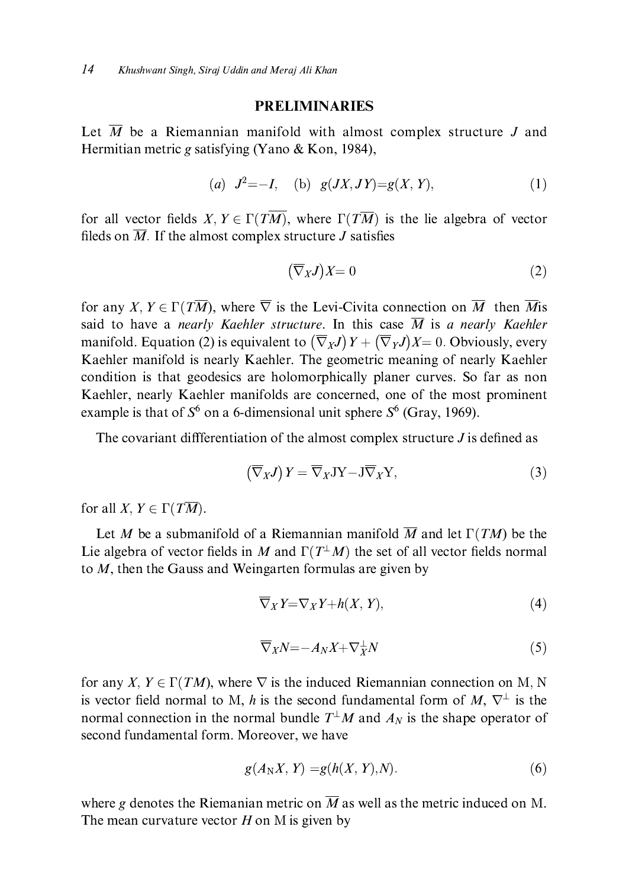## PRELIMINARIES

Let $\overline{M}$ be a Riemannian manifold with almost complex structure $J$ and Hermitian metric $g$ satisfying (Yano & Kon, 1984),

$$(a)\quad J^2=-I, \quad (\text{b})\quad g(JX, JY)=g(X, Y), \tag{1}$$

for all vector fields $X, Y \in \Gamma(T\overline{M})$, where $\Gamma(T\overline{M})$ is the lie algebra of vector fileds on $\overline{M}$. If the almost complex structure $J$ satisfies

$$\left(\overline{\nabla}_X J\right) X= 0 \tag{2}$$

for any $X, Y \in \Gamma(T\overline{M})$, where $\overline{\nabla}$ is the Levi-Civita connection on $\overline{M}$ then $\overline{M}$is said to have a *nearly Kaehler structure*. In this case $\overline{M}$ is *a nearly Kaehler* manifold. Equation (2) is equivalent to $\left(\overline{\nabla}_X J\right) Y + \left(\overline{\nabla}_Y J\right) X= 0$. Obviously, every Kaehler manifold is nearly Kaehler. The geometric meaning of nearly Kaehler condition is that geodesics are holomorphically planer curves. So far as non Kaehler, nearly Kaehler manifolds are concerned, one of the most prominent example is that of $S^6$ on a 6-dimensional unit sphere $S^6$ (Gray, 1969).

The covariant diffferentiation of the almost complex structure $J$ is defined as

$$\left(\overline{\nabla}_X J\right) Y = \overline{\nabla}_X \mathrm{J}\mathrm{Y} - \mathrm{J}\overline{\nabla}_X \mathrm{Y}, \tag{3}$$

for all $X, Y \in \Gamma(T\overline{M})$.

Let $M$ be a submanifold of a Riemannian manifold $\overline{M}$ and let $\Gamma(TM)$ be the Lie algebra of vector fields in $M$ and $\Gamma(T^{\perp}M)$ the set of all vector fields normal to $M$, then the Gauss and Weingarten formulas are given by

$$\overline{\nabla}_X Y=\nabla_X Y+h(X, Y), \tag{4}$$

$$\overline{\nabla}_X N=-A_N X+\nabla^{\perp}_X N \tag{5}$$

for any $X, Y \in \Gamma(TM)$, where $\nabla$ is the induced Riemannian connection on M, N is vector field normal to M, $h$ is the second fundamental form of $M$, $\nabla^{\perp}$ is the normal connection in the normal bundle $T^{\perp}M$ and $A_N$ is the shape operator of second fundamental form. Moreover, we have

$$g(A_{\mathrm{N}}X, Y) = g(h(X, Y), N). \tag{6}$$

where $g$ denotes the Riemanian metric on $\overline{M}$ as well as the metric induced on M. The mean curvature vector $H$ on M is given by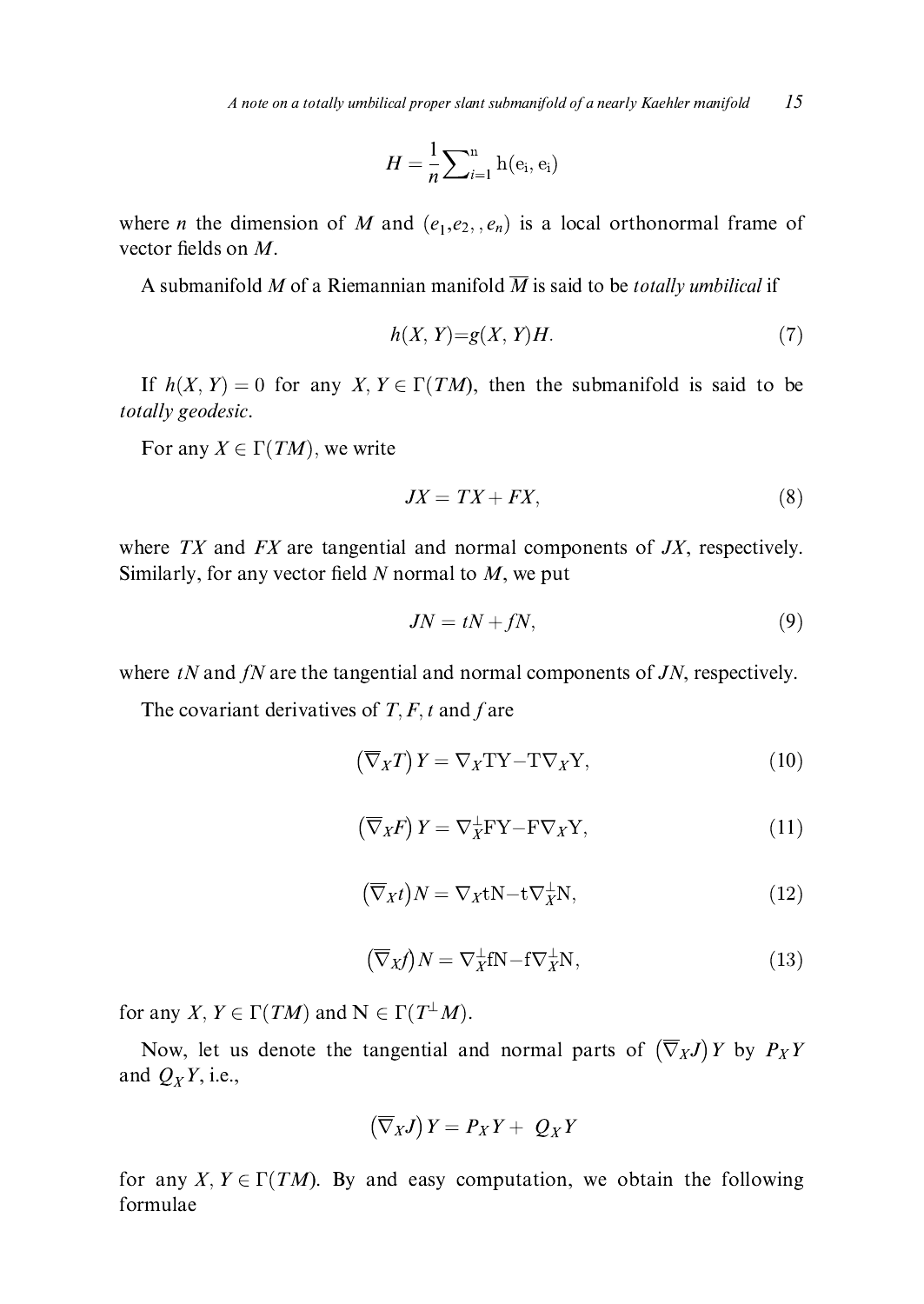$$H = \frac{1}{n}\sum\nolimits_{i=1}^{n} h(e_i, e_i)$$

where $n$ the dimension of $M$ and $(e_1, e_2, , e_n)$ is a local orthonormal frame of vector fields on $M$.

A submanifold $M$ of a Riemannian manifold $\overline{M}$ is said to be *totally umbilical* if

$$h(X, Y) = g(X, Y)H. \tag{7}$$

If $h(X, Y) = 0$ for any $X, Y \in \Gamma(TM)$, then the submanifold is said to be *totally geodesic*.

For any $X \in \Gamma(TM)$, we write

$$JX = TX + FX, \tag{8}$$

where $TX$ and $FX$ are tangential and normal components of $JX$, respectively. Similarly, for any vector field $N$ normal to $M$, we put

$$JN = tN + fN, \tag{9}$$

where $tN$ and $fN$ are the tangential and normal components of $JN$, respectively.

The covariant derivatives of $T, F, t$ and $f$ are

$$\left(\overline{\nabla}_X T\right) Y = \nabla_X TY - T\nabla_X Y, \tag{10}$$

$$\left(\overline{\nabla}_X F\right) Y = \nabla_X^{\perp} FY - F\nabla_X Y, \tag{11}$$

$$\left(\overline{\nabla}_X t\right) N = \nabla_X tN - t\nabla_X^{\perp} N, \tag{12}$$

$$\left(\overline{\nabla}_X f\right) N = \nabla_X^{\perp} fN - f\nabla_X^{\perp} N, \tag{13}$$

for any $X, Y \in \Gamma(TM)$ and $N \in \Gamma(T^{\perp}M)$.

Now, let us denote the tangential and normal parts of $\left(\overline{\nabla}_X J\right) Y$ by $P_X Y$ and $Q_X Y$, i.e.,

$$\left(\overline{\nabla}_X J\right) Y = P_X Y + Q_X Y$$

for any $X, Y \in \Gamma(TM)$. By and easy computation, we obtain the following formulae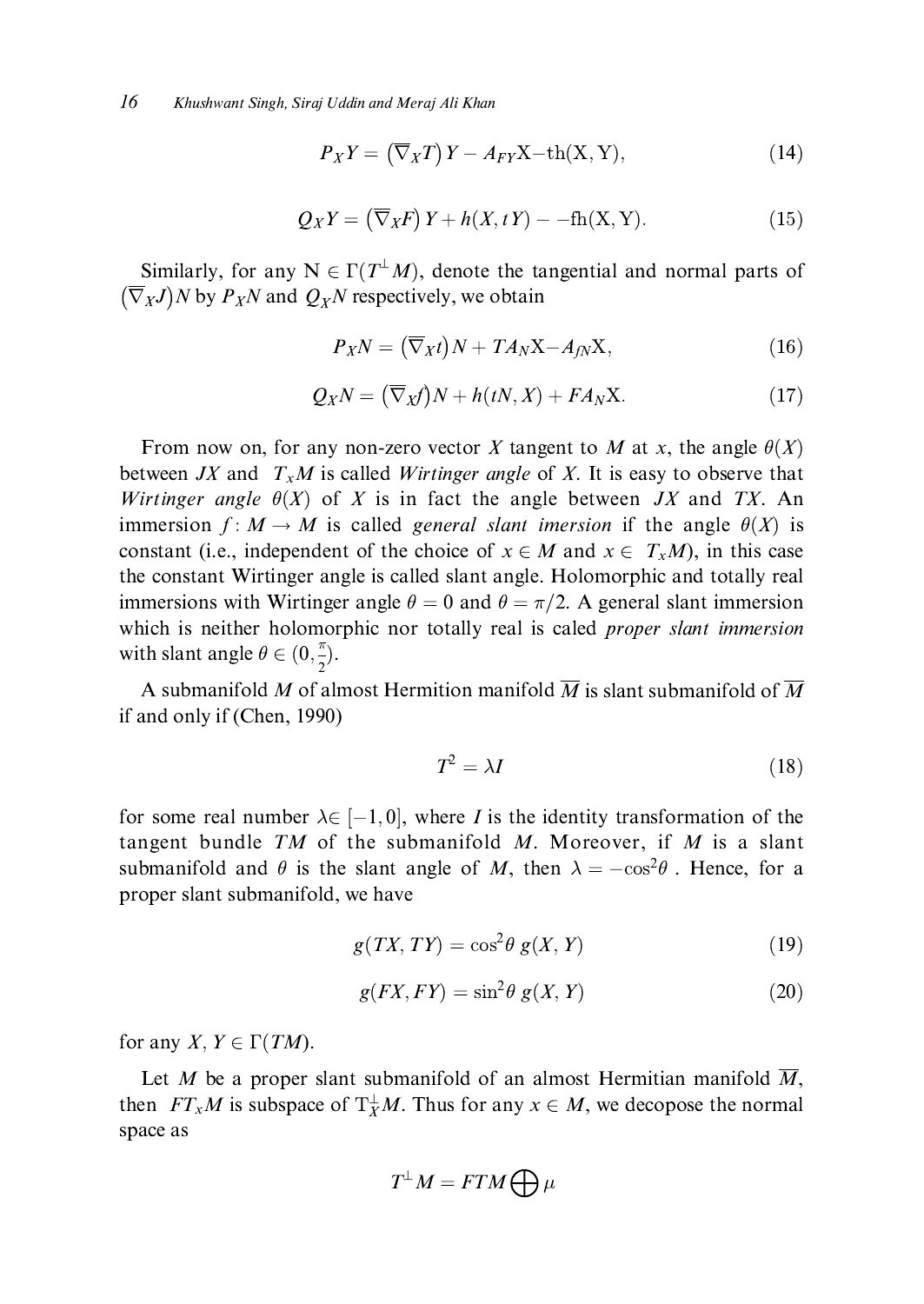$$P_X Y = \left(\overline{\nabla}_X T\right) Y - A_{FY} X - th(X, Y), \tag{14}$$

$$Q_X Y = \left(\overline{\nabla}_X F\right) Y + h(X, tY) - -fh(X, Y). \tag{15}$$

Similarly, for any $N \in \Gamma(T^{\perp}M)$, denote the tangential and normal parts of $\left(\overline{\nabla}_X J\right) N$ by $P_X N$ and $Q_X N$ respectively, we obtain

$$P_X N = \left(\overline{\nabla}_X t\right) N + TA_N X - A_{fN} X, \tag{16}$$

$$Q_X N = \left(\overline{\nabla}_X f\right) N + h(tN, X) + FA_N X. \tag{17}$$

From now on, for any non-zero vector $X$ tangent to $M$ at $x$, the angle $\theta(X)$ between $JX$ and $T_x M$ is called *Wirtinger angle* of $X$. It is easy to observe that *Wirtinger angle* $\theta(X)$ of $X$ is in fact the angle between $JX$ and $TX$. An immersion $f: M \to M$ is called *general slant imersion* if the angle $\theta(X)$ is constant (i.e., independent of the choice of $x \in M$ and $x \in T_x M$), in this case the constant Wirtinger angle is called slant angle. Holomorphic and totally real immersions with Wirtinger angle $\theta = 0$ and $\theta = \pi/2$. A general slant immersion which is neither holomorphic nor totally real is caled *proper slant immersion* with slant angle $\theta \in (0, \frac{\pi}{2})$.

A submanifold $M$ of almost Hermition manifold $\overline{M}$ is slant submanifold of $\overline{M}$ if and only if (Chen, 1990)

$$T^2 = \lambda I \tag{18}$$

for some real number $\lambda \in [-1, 0]$, where $I$ is the identity transformation of the tangent bundle $TM$ of the submanifold $M$. Moreover, if $M$ is a slant submanifold and $\theta$ is the slant angle of $M$, then $\lambda = -\cos^2\theta$ . Hence, for a proper slant submanifold, we have

$$g(TX, TY) = \cos^2\theta \, g(X, Y) \tag{19}$$

$$g(FX, FY) = \sin^2\theta \, g(X, Y) \tag{20}$$

for any $X, Y \in \Gamma(TM)$.

Let $M$ be a proper slant submanifold of an almost Hermitian manifold $\overline{M}$, then $FT_x M$ is subspace of $T_X^{\perp} M$. Thus for any $x \in M$, we decopose the normal space as

$$T^{\perp}M = FTM \bigoplus \mu$$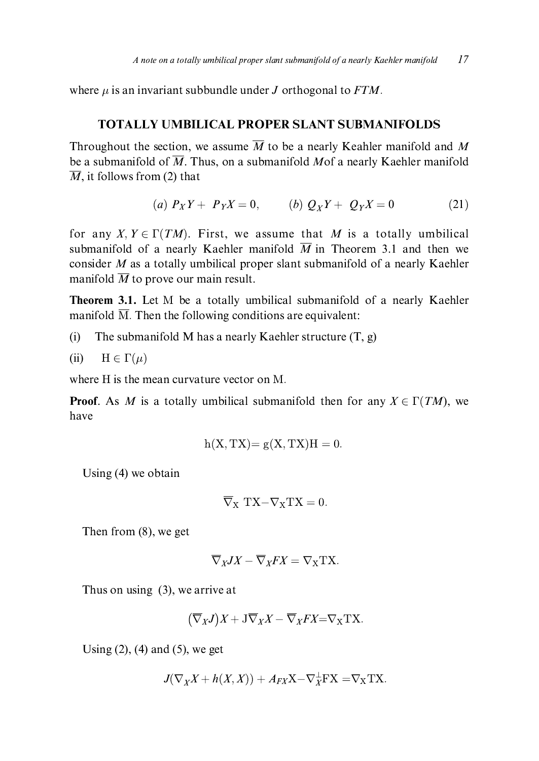where $\mu$ is an invariant subbundle under $J$ orthogonal to $FTM$.

## TOTALLY UMBILICAL PROPER SLANT SUBMANIFOLDS

Throughout the section, we assume $\overline{M}$ to be a nearly Keahler manifold and $M$ be a submanifold of $\overline{M}$. Thus, on a submanifold $M$of a nearly Kaehler manifold $\overline{M}$, it follows from (2) that

$$(a)\ P_XY + P_YX = 0, \qquad (b)\ Q_XY + Q_YX = 0 \tag{21}$$

for any $X, Y \in \Gamma(TM)$. First, we assume that $M$ is a totally umbilical submanifold of a nearly Kaehler manifold $\overline{M}$ in Theorem 3.1 and then we consider $M$ as a totally umbilical proper slant submanifold of a nearly Kaehler manifold $\overline{M}$ to prove our main result.

**Theorem 3.1.** Let M be a totally umbilical submanifold of a nearly Kaehler manifold $\overline{\mathrm{M}}$. Then the following conditions are equivalent:

(i) The submanifold M has a nearly Kaehler structure (T, g)

(ii) $\mathrm{H} \in \Gamma(\mu)$

where H is the mean curvature vector on M.

**Proof**. As $M$ is a totally umbilical submanifold then for any $X \in \Gamma(TM)$, we have

$$\mathrm{h}(\mathrm{X}, \mathrm{TX}) = \mathrm{g}(\mathrm{X}, \mathrm{TX})\mathrm{H} = 0.$$

Using (4) we obtain

$$\overline{\nabla}_{\mathrm{X}}\ \mathrm{TX} - \nabla_{\mathrm{X}}\mathrm{TX} = 0.$$

Then from (8), we get

$$\overline{\nabla}_X JX - \overline{\nabla}_X FX = \nabla_{\mathrm{X}}\mathrm{TX}.$$

Thus on using (3), we arrive at

$$\left(\overline{\nabla}_X J\right)X + \mathrm{J}\overline{\nabla}_X X - \overline{\nabla}_X FX = \nabla_{\mathrm{X}}\mathrm{TX}.$$

Using (2), (4) and (5), we get

$$J(\nabla_X X + h(X, X)) + A_{FX}\mathrm{X} - \nabla^{\perp}_X \mathrm{FX} = \nabla_{\mathrm{X}}\mathrm{TX}.$$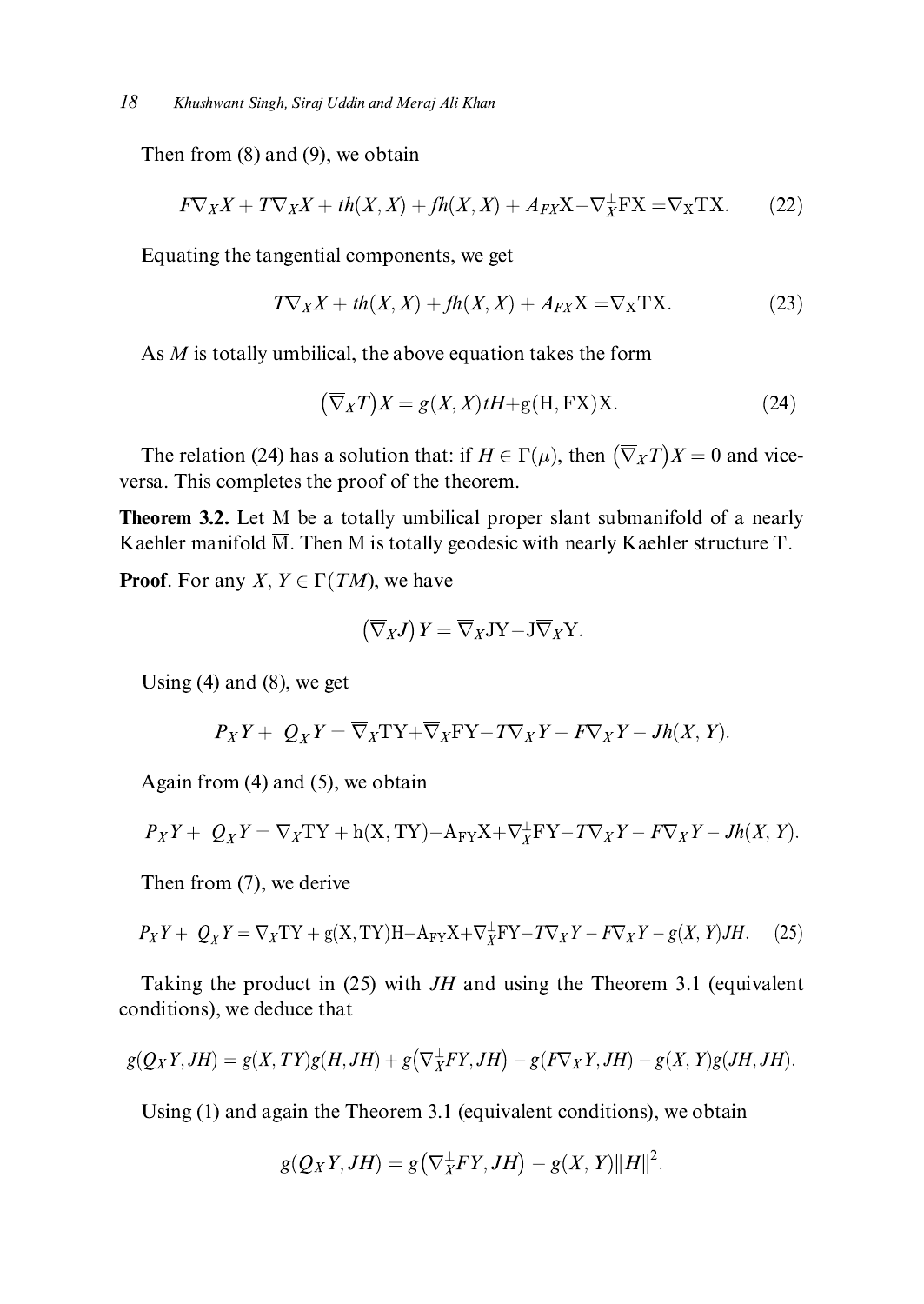Then from (8) and (9), we obtain

$$F\nabla_X X + T\nabla_X X + th(X,X) + fh(X,X) + A_{FX}X - \nabla_X^{\perp} FX = \nabla_X TX. \tag{22}$$

Equating the tangential components, we get

$$T\nabla_X X + th(X,X) + fh(X,X) + A_{FX}X = \nabla_X TX. \tag{23}$$

As $M$ is totally umbilical, the above equation takes the form

$$(\overline{\nabla}_X T)X = g(X,X)tH + g(H, FX)X. \tag{24}$$

The relation (24) has a solution that: if $H \in \Gamma(\mu)$, then $(\overline{\nabla}_X T)X = 0$ and vice-versa. This completes the proof of the theorem.

**Theorem 3.2.** Let M be a totally umbilical proper slant submanifold of a nearly Kaehler manifold $\overline{\mathrm{M}}$. Then M is totally geodesic with nearly Kaehler structure T.

**Proof**. For any $X, Y \in \Gamma(TM)$, we have

$$(\overline{\nabla}_X J)Y = \overline{\nabla}_X JY - J\overline{\nabla}_X Y.$$

Using (4) and (8), we get

$$P_X Y + Q_X Y = \overline{\nabla}_X TY + \overline{\nabla}_X FY - T\nabla_X Y - F\nabla_X Y - Jh(X,Y).$$

Again from (4) and (5), we obtain

$$P_X Y + Q_X Y = \nabla_X TY + h(X, TY) - A_{FY}X + \nabla_X^{\perp} FY - T\nabla_X Y - F\nabla_X Y - Jh(X,Y).$$

Then from (7), we derive

$$P_X Y + Q_X Y = \nabla_X TY + g(X, TY)H - A_{FY}X + \nabla_X^{\perp} FY - T\nabla_X Y - F\nabla_X Y - g(X,Y)JH. \tag{25}$$

Taking the product in (25) with $JH$ and using the Theorem 3.1 (equivalent conditions), we deduce that

$$g(Q_X Y, JH) = g(X, TY)g(H, JH) + g(\nabla_X^{\perp} FY, JH) - g(F\nabla_X Y, JH) - g(X,Y)g(JH, JH).$$

Using (1) and again the Theorem 3.1 (equivalent conditions), we obtain

$$g(Q_X Y, JH) = g(\nabla_X^{\perp} FY, JH) - g(X,Y)\|H\|^2.$$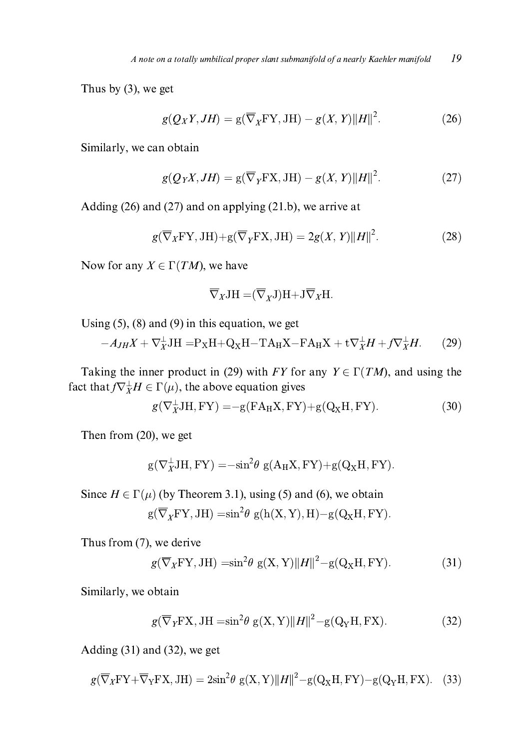Thus by (3), we get

$$g(Q_X Y, JH) = g(\overline{\nabla}_X \mathrm{FY}, \mathrm{JH}) - g(X, Y)\|H\|^2. \tag{26}$$

Similarly, we can obtain

$$g(Q_Y X, JH) = g(\overline{\nabla}_Y \mathrm{FX}, \mathrm{JH}) - g(X, Y)\|H\|^2. \tag{27}$$

Adding (26) and (27) and on applying (21.b), we arrive at

$$g(\overline{\nabla}_X \mathrm{FY}, \mathrm{JH}) + g(\overline{\nabla}_Y \mathrm{FX}, \mathrm{JH}) = 2g(X, Y)\|H\|^2. \tag{28}$$

Now for any $X \in \Gamma(TM)$, we have

$$\overline{\nabla}_X \mathrm{JH} = (\overline{\nabla}_X \mathrm{J})\mathrm{H} + \mathrm{J}\overline{\nabla}_X \mathrm{H}.$$

Using (5), (8) and (9) in this equation, we get

$$-A_{JH}X + \nabla^{\perp}_X \mathrm{JH} = \mathrm{P_X H} + \mathrm{Q_X H} - \mathrm{TA_H X} - \mathrm{FA_H X} + t\nabla^{\perp}_X H + f\nabla^{\perp}_X H. \tag{29}$$

Taking the inner product in (29) with $FY$ for any $Y \in \Gamma(TM)$, and using the fact that $f\nabla^{\perp}_X H \in \Gamma(\mu)$, the above equation gives

$$g(\nabla^{\perp}_X \mathrm{JH}, \mathrm{FY}) = -g(\mathrm{FA_H X}, \mathrm{FY}) + g(\mathrm{Q_X H}, \mathrm{FY}). \tag{30}$$

Then from (20), we get

$$g(\nabla^{\perp}_X \mathrm{JH}, \mathrm{FY}) = -\sin^2\theta \; g(\mathrm{A_H X}, \mathrm{FY}) + g(\mathrm{Q_X H}, \mathrm{FY}).$$

Since $H \in \Gamma(\mu)$ (by Theorem 3.1), using (5) and (6), we obtain

$$g(\overline{\nabla}_X \mathrm{FY}, \mathrm{JH}) = \sin^2\theta \; g(\mathrm{h(X, Y)}, \mathrm{H}) - g(\mathrm{Q_X H}, \mathrm{FY}).$$

Thus from (7), we derive

$$g(\overline{\nabla}_X \mathrm{FY}, \mathrm{JH}) = \sin^2\theta \; g(\mathrm{X}, \mathrm{Y})\|H\|^2 - g(\mathrm{Q_X H}, \mathrm{FY}). \tag{31}$$

Similarly, we obtain

$$g(\overline{\nabla}_Y \mathrm{FX}, \mathrm{JH} = \sin^2\theta \; g(\mathrm{X}, \mathrm{Y})\|H\|^2 - g(\mathrm{Q_Y H}, \mathrm{FX}). \tag{32}$$

Adding (31) and (32), we get

$$g(\overline{\nabla}_X \mathrm{FY} + \overline{\nabla}_Y \mathrm{FX}, \mathrm{JH}) = 2\sin^2\theta \; g(\mathrm{X}, \mathrm{Y})\|H\|^2 - g(\mathrm{Q_X H}, \mathrm{FY}) - g(\mathrm{Q_Y H}, \mathrm{FX}). \tag{33}$$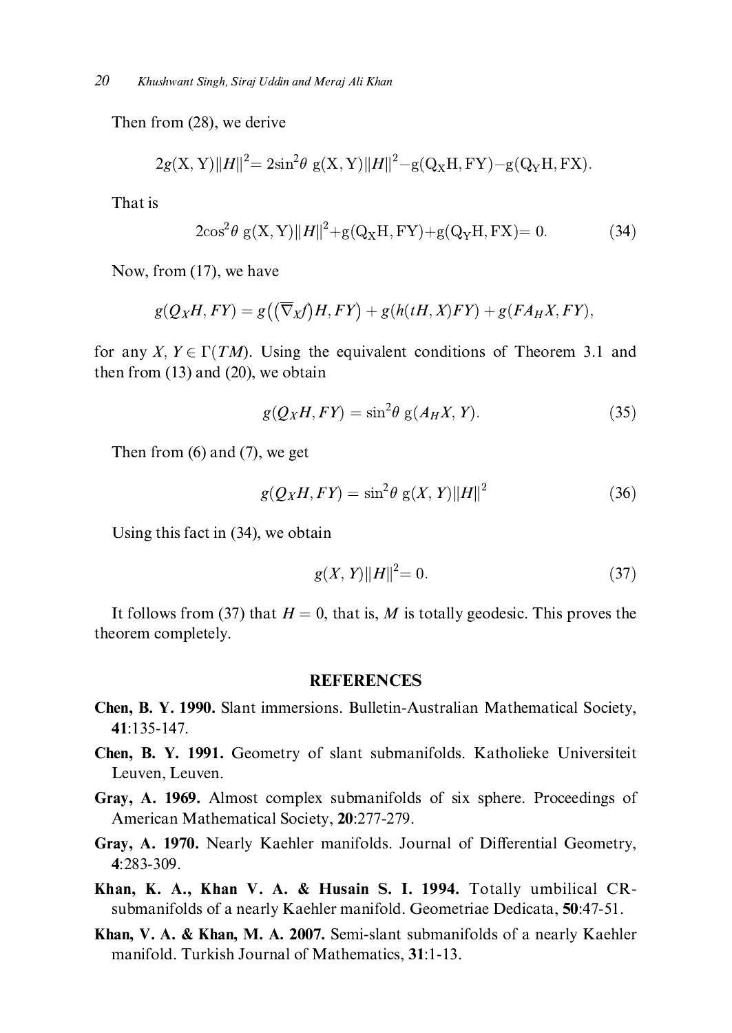Then from (28), we derive

$$2g(X, Y)\|H\|^2 = 2\sin^2\theta \; g(X, Y)\|H\|^2 - g(Q_X H, FY) - g(Q_Y H, FX).$$

That is

$$2\cos^2\theta \; g(X, Y)\|H\|^2 + g(Q_X H, FY) + g(Q_Y H, FX) = 0. \tag{34}$$

Now, from (17), we have

$$g(Q_X H, FY) = g\big(\big(\overline{\nabla}_X f\big)H, FY\big) + g(h(tH, X)FY) + g(FA_H X, FY),$$

for any $X, Y \in \Gamma(TM)$. Using the equivalent conditions of Theorem 3.1 and then from (13) and (20), we obtain

$$g(Q_X H, FY) = \sin^2\theta \; g(A_H X, Y). \tag{35}$$

Then from (6) and (7), we get

$$g(Q_X H, FY) = \sin^2\theta \; g(X, Y)\|H\|^2 \tag{36}$$

Using this fact in (34), we obtain

$$g(X, Y)\|H\|^2 = 0. \tag{37}$$

It follows from (37) that $H = 0$, that is, $M$ is totally geodesic. This proves the theorem completely.

## REFERENCES

**Chen, B. Y. 1990.** Slant immersions. Bulletin-Australian Mathematical Society, **41**:135-147.

**Chen, B. Y. 1991.** Geometry of slant submanifolds. Katholieke Universiteit Leuven, Leuven.

**Gray, A. 1969.** Almost complex submanifolds of six sphere. Proceedings of American Mathematical Society, **20**:277-279.

**Gray, A. 1970.** Nearly Kaehler manifolds. Journal of Differential Geometry, **4**:283-309.

**Khan, K. A., Khan V. A. & Husain S. I. 1994.** Totally umbilical CR-submanifolds of a nearly Kaehler manifold. Geometriae Dedicata, **50**:47-51.

**Khan, V. A. & Khan, M. A. 2007.** Semi-slant submanifolds of a nearly Kaehler manifold. Turkish Journal of Mathematics, **31**:1-13.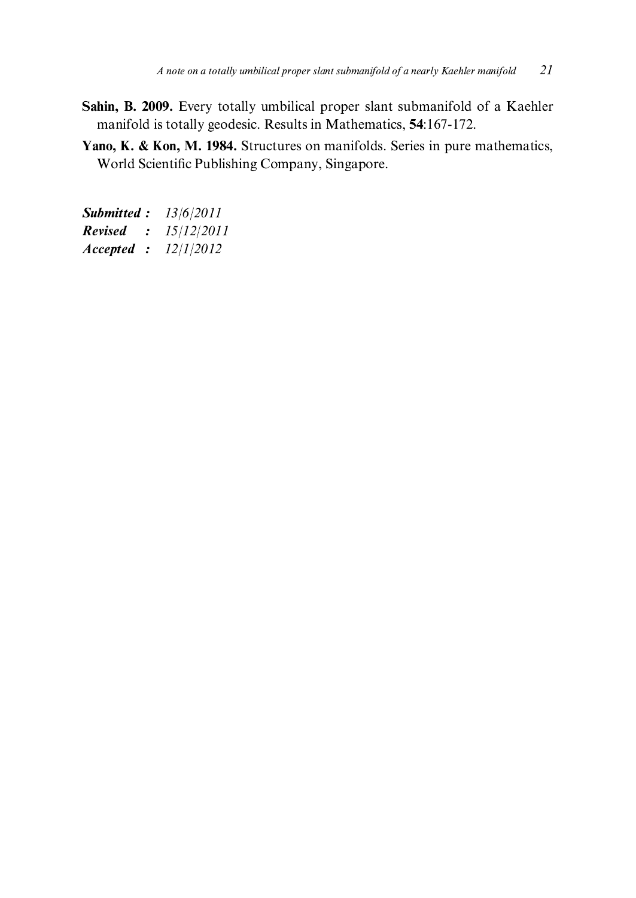**Sahin, B. 2009.** Every totally umbilical proper slant submanifold of a Kaehler manifold is totally geodesic. Results in Mathematics, **54**:167-172.

**Yano, K. & Kon, M. 1984.** Structures on manifolds. Series in pure mathematics, World Scientific Publishing Company, Singapore.

***Submitted :*** *13/6/2011*
***Revised :*** *15/12/2011*
***Accepted :*** *12/1/2012*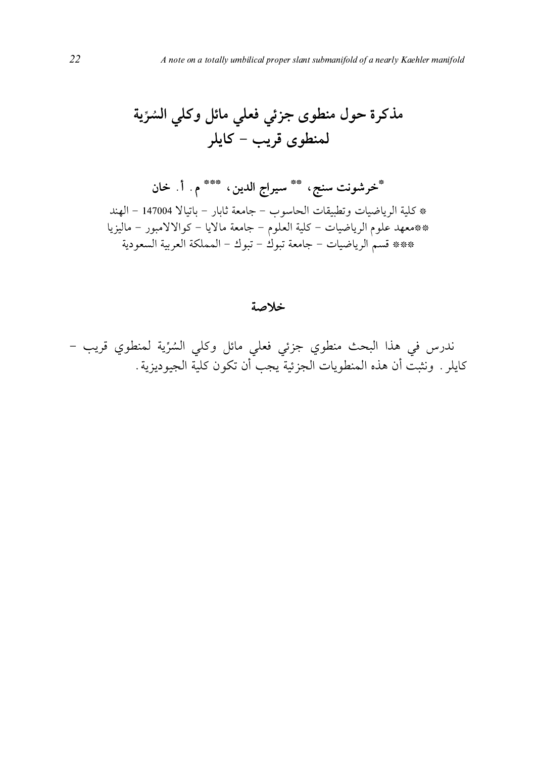# مذكرة حول منطوى جزئي فعلي مائل وكلي السُرِّية لمنطوى قريب – كايلر

**\*خرشونت سنج، \*\* سيراج الدين، \*\*\* م. أ. خان**

\* كلية الرياضيات وتطبيقات الحاسوب – جامعة ثابار – باتيالا 147004 – الهند
\*\*معهد علوم الرياضيات – كلية العلوم – جامعة مالايا – كوالالامبور – ماليزيا
\*\*\* قسم الرياضيات – جامعة تبوك – تبوك – المملكة العربية السعودية

## خلاصة

ندرس في هذا البحث منطوي جزئي فعلي مائل وكلي السُرِّية لمنطوي قريب – كايلر. ونثبت أن هذه المنطويات الجزئية يجب أن تكون كلية الجيوديزية.